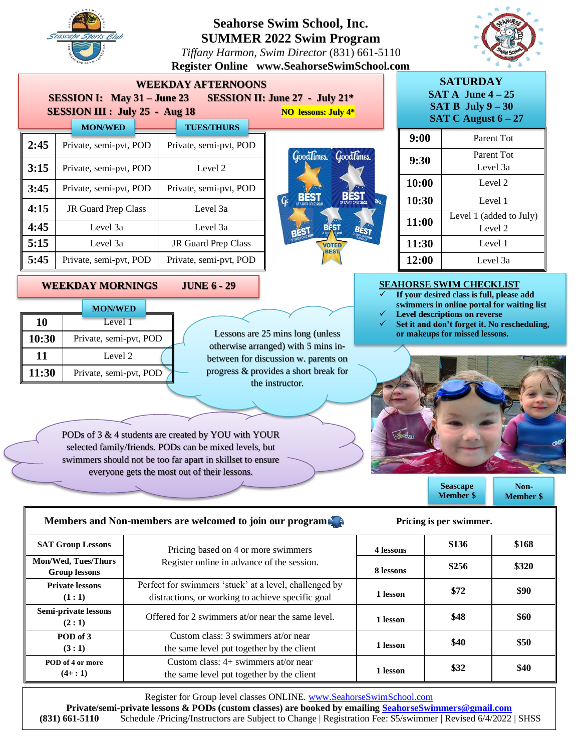# Seahorse Swim School, Inc.
## SUMMER 2022 Swim Program

*Tiffany Harmon, Swim Director* (831) 661-5110
**Register Online www.SeahorseSwimSchool.com**

## WEEKDAY AFTERNOONS

**SESSION I: May 31 – June 23 SESSION II: June 27 - July 21\***
**SESSION III : July 25 - Aug 18** **NO lessons: July 4\***

| | MON/WED | TUES/THURS |
|---|---|---|
| **2:45** | Private, semi-pvt, POD | Private, semi-pvt, POD |
| **3:15** | Private, semi-pvt, POD | Level 2 |
| **3:45** | Private, semi-pvt, POD | Private, semi-pvt, POD |
| **4:15** | JR Guard Prep Class | Level 3a |
| **4:45** | Level 3a | Level 3a |
| **5:15** | Level 3a | JR Guard Prep Class |
| **5:45** | Private, semi-pvt, POD | Private, semi-pvt, POD |

## SATURDAY

**SAT A June 4 – 25**
**SAT B July 9 – 30**
**SAT C August 6 – 27**

| | |
|---|---|
| **9:00** | Parent Tot |
| **9:30** | Parent Tot<br>Level 3a |
| **10:00** | Level 2 |
| **10:30** | Level 1 |
| **11:00** | Level 1 (added to July)<br>Level 2 |
| **11:30** | Level 1 |
| **12:00** | Level 3a |

## WEEKDAY MORNINGS JUNE 6 - 29

| | MON/WED |
|---|---|
| **10** | Level 1 |
| **10:30** | Private, semi-pvt, POD |
| **11** | Level 2 |
| **11:30** | Private, semi-pvt, POD |

Lessons are 25 mins long (unless otherwise arranged) with 5 mins in-between for discussion w. parents on progress & provides a short break for the instructor.

PODs of 3 & 4 students are created by YOU with YOUR selected family/friends. PODs can be mixed levels, but swimmers should not be too far apart in skillset to ensure everyone gets the most out of their lessons.

## SEAHORSE SWIM CHECKLIST

- ✓ **If your desired class is full, please add swimmers in online portal for waiting list**
- ✓ **Level descriptions on reverse**
- ✓ **Set it and don't forget it. No rescheduling, or makeups for missed lessons.**

| **Members and Non-members are welcomed to join our program** | | **Pricing is per swimmer.** | **Seascape Member $** | **Non-Member $** |
|---|---|---|---|---|
| **SAT Group Lessons** | Pricing based on 4 or more swimmers<br>Register online in advance of the session. | **4 lessons** | **$136** | **$168** |
| **Mon/Wed, Tues/Thurs Group lessons** | | **8 lessons** | **$256** | **$320** |
| **Private lessons (1 : 1)** | Perfect for swimmers 'stuck' at a level, challenged by distractions, or working to achieve specific goal | **1 lesson** | **$72** | **$90** |
| **Semi-private lessons (2 : 1)** | Offered for 2 swimmers at/or near the same level. | **1 lesson** | **$48** | **$60** |
| **POD of 3 (3 : 1)** | Custom class: 3 swimmers at/or near the same level put together by the client | **1 lesson** | **$40** | **$50** |
| **POD of 4 or more (4+ : 1)** | Custom class: 4+ swimmers at/or near the same level put together by the client | **1 lesson** | **$32** | **$40** |

Register for Group level classes ONLINE. www.SeahorseSwimSchool.com
**Private/semi-private lessons & PODs (custom classes) are booked by emailing SeahorseSwimmers@gmail.com**
**(831) 661-5110** Schedule /Pricing/Instructors are Subject to Change | Registration Fee: $5/swimmer | Revised 6/4/2022 | SHSS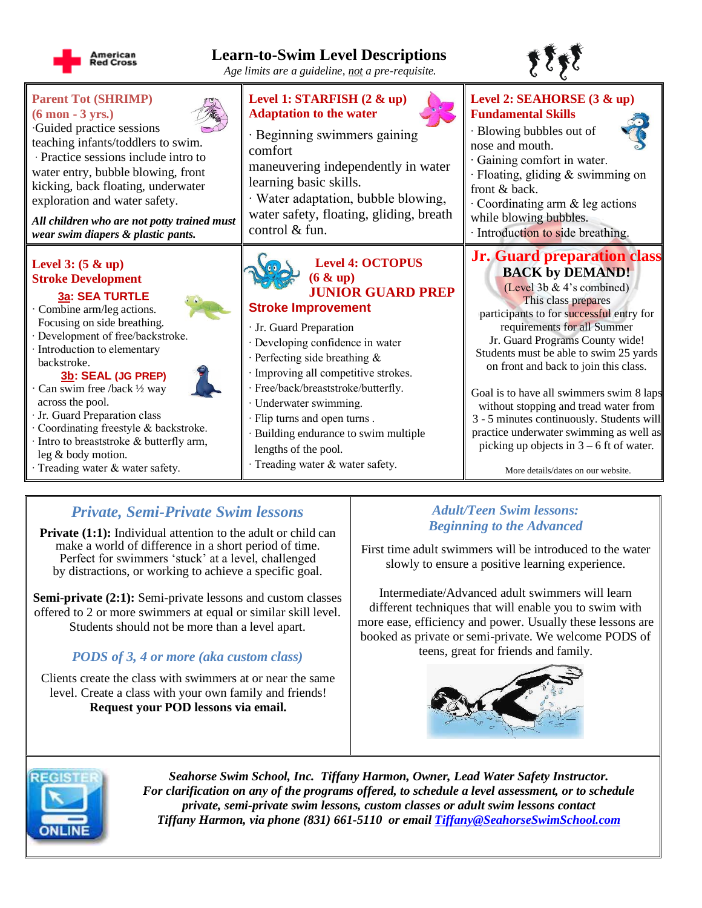# Learn-to-Swim Level Descriptions

*Age limits are a guideline, not a pre-requisite.*

## Parent Tot (SHRIMP) (6 mon - 3 yrs.)

·Guided practice sessions teaching infants/toddlers to swim.
· Practice sessions include intro to water entry, bubble blowing, front kicking, back floating, underwater exploration and water safety.

***All children who are not potty trained must wear swim diapers & plastic pants.***

## Level 1: STARFISH (2 & up) Adaptation to the water

· Beginning swimmers gaining comfort maneuvering independently in water learning basic skills.
· Water adaptation, bubble blowing, water safety, floating, gliding, breath control & fun.

## Level 2: SEAHORSE (3 & up) Fundamental Skills

· Blowing bubbles out of nose and mouth.
· Gaining comfort in water.
· Floating, gliding & swimming on front & back.
· Coordinating arm & leg actions while blowing bubbles.
· Introduction to side breathing.

## Level 3: (5 & up) Stroke Development

### 3a: SEA TURTLE

· Combine arm/leg actions. Focusing on side breathing.
· Development of free/backstroke.
· Introduction to elementary backstroke.

### 3b: SEAL (JG PREP)

· Can swim free /back ½ way across the pool.
· Jr. Guard Preparation class
· Coordinating freestyle & backstroke.
· Intro to breaststroke & butterfly arm, leg & body motion.
· Treading water & water safety.

## Level 4: OCTOPUS (6 & up) JUNIOR GUARD PREP

### Stroke Improvement

· Jr. Guard Preparation
· Developing confidence in water
· Perfecting side breathing &
· Improving all competitive strokes.
· Free/back/breaststroke/butterfly.
· Underwater swimming.
· Flip turns and open turns .
· Building endurance to swim multiple lengths of the pool.
· Treading water & water safety.

## Jr. Guard preparation class

**BACK by DEMAND!**

(Level 3b & 4's combined)
This class prepares participants to for successful entry for requirements for all Summer Jr. Guard Programs County wide! Students must be able to swim 25 yards on front and back to join this class.

Goal is to have all swimmers swim 8 laps without stopping and tread water from 3 - 5 minutes continuously. Students will practice underwater swimming as well as picking up objects in 3 – 6 ft of water.

More details/dates on our website.

## *Private, Semi-Private Swim lessons*

**Private (1:1):** Individual attention to the adult or child can make a world of difference in a short period of time. Perfect for swimmers 'stuck' at a level, challenged by distractions, or working to achieve a specific goal.

**Semi-private (2:1):** Semi-private lessons and custom classes offered to 2 or more swimmers at equal or similar skill level. Students should not be more than a level apart.

### *PODS of 3, 4 or more (aka custom class)*

Clients create the class with swimmers at or near the same level. Create a class with your own family and friends!
**Request your POD lessons via email.**

## *Adult/Teen Swim lessons: Beginning to the Advanced*

First time adult swimmers will be introduced to the water slowly to ensure a positive learning experience.

Intermediate/Advanced adult swimmers will learn different techniques that will enable you to swim with more ease, efficiency and power. Usually these lessons are booked as private or semi-private. We welcome PODS of teens, great for friends and family.

***Seahorse Swim School, Inc. Tiffany Harmon, Owner, Lead Water Safety Instructor.***
***For clarification on any of the programs offered, to schedule a level assessment, or to schedule private, semi-private swim lessons, custom classes or adult swim lessons contact Tiffany Harmon, via phone (831) 661-5110 or email Tiffany@SeahorseSwimSchool.com***